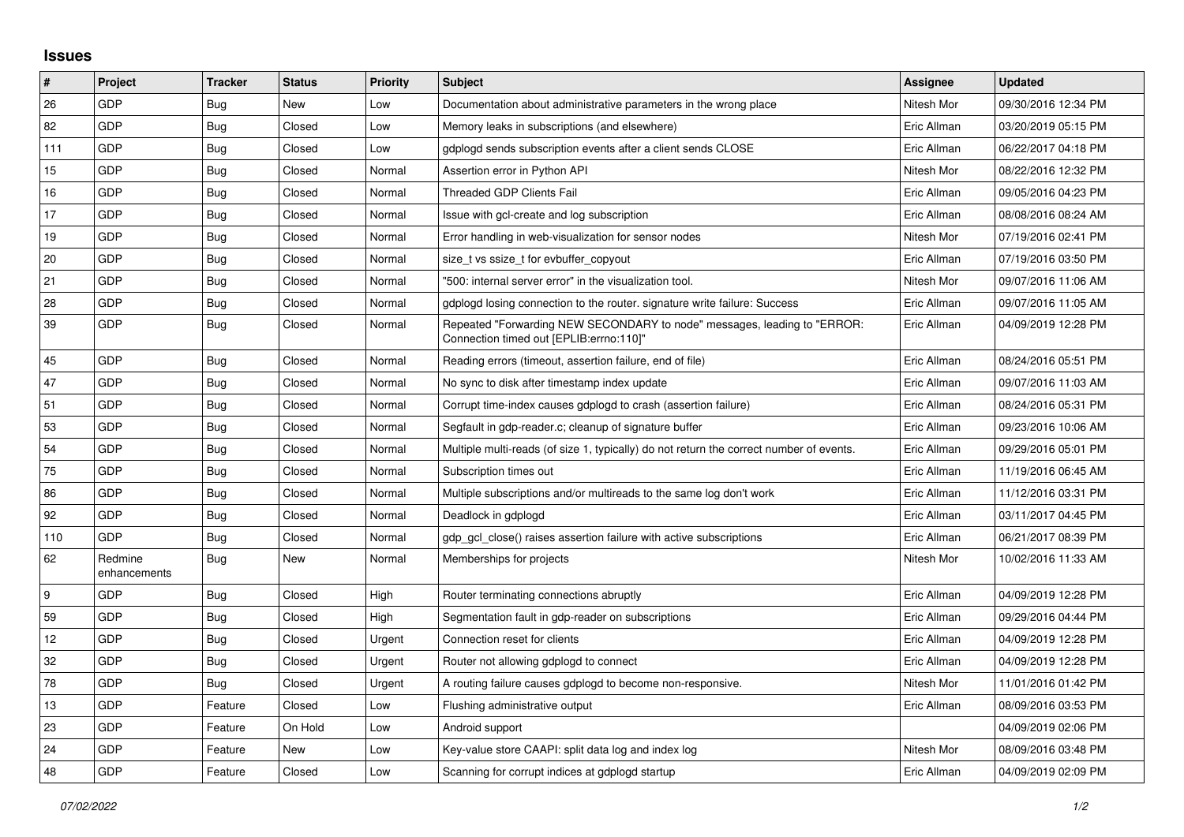# Issues

| # | Project | Tracker | Status | Priority | Subject | Assignee | Updated |
|---|---|---|---|---|---|---|---|
| 26 | GDP | Bug | New | Low | Documentation about administrative parameters in the wrong place | Nitesh Mor | 09/30/2016 12:34 PM |
| 82 | GDP | Bug | Closed | Low | Memory leaks in subscriptions (and elsewhere) | Eric Allman | 03/20/2019 05:15 PM |
| 111 | GDP | Bug | Closed | Low | gdplogd sends subscription events after a client sends CLOSE | Eric Allman | 06/22/2017 04:18 PM |
| 15 | GDP | Bug | Closed | Normal | Assertion error in Python API | Nitesh Mor | 08/22/2016 12:32 PM |
| 16 | GDP | Bug | Closed | Normal | Threaded GDP Clients Fail | Eric Allman | 09/05/2016 04:23 PM |
| 17 | GDP | Bug | Closed | Normal | Issue with gcl-create and log subscription | Eric Allman | 08/08/2016 08:24 AM |
| 19 | GDP | Bug | Closed | Normal | Error handling in web-visualization for sensor nodes | Nitesh Mor | 07/19/2016 02:41 PM |
| 20 | GDP | Bug | Closed | Normal | size_t vs ssize_t for evbuffer_copyout | Eric Allman | 07/19/2016 03:50 PM |
| 21 | GDP | Bug | Closed | Normal | "500: internal server error" in the visualization tool. | Nitesh Mor | 09/07/2016 11:06 AM |
| 28 | GDP | Bug | Closed | Normal | gdplogd losing connection to the router. signature write failure: Success | Eric Allman | 09/07/2016 11:05 AM |
| 39 | GDP | Bug | Closed | Normal | Repeated "Forwarding NEW SECONDARY to node" messages, leading to "ERROR: Connection timed out [EPLIB:errno:110]" | Eric Allman | 04/09/2019 12:28 PM |
| 45 | GDP | Bug | Closed | Normal | Reading errors (timeout, assertion failure, end of file) | Eric Allman | 08/24/2016 05:51 PM |
| 47 | GDP | Bug | Closed | Normal | No sync to disk after timestamp index update | Eric Allman | 09/07/2016 11:03 AM |
| 51 | GDP | Bug | Closed | Normal | Corrupt time-index causes gdplogd to crash (assertion failure) | Eric Allman | 08/24/2016 05:31 PM |
| 53 | GDP | Bug | Closed | Normal | Segfault in gdp-reader.c; cleanup of signature buffer | Eric Allman | 09/23/2016 10:06 AM |
| 54 | GDP | Bug | Closed | Normal | Multiple multi-reads (of size 1, typically) do not return the correct number of events. | Eric Allman | 09/29/2016 05:01 PM |
| 75 | GDP | Bug | Closed | Normal | Subscription times out | Eric Allman | 11/19/2016 06:45 AM |
| 86 | GDP | Bug | Closed | Normal | Multiple subscriptions and/or multireads to the same log don't work | Eric Allman | 11/12/2016 03:31 PM |
| 92 | GDP | Bug | Closed | Normal | Deadlock in gdplogd | Eric Allman | 03/11/2017 04:45 PM |
| 110 | GDP | Bug | Closed | Normal | gdp_gcl_close() raises assertion failure with active subscriptions | Eric Allman | 06/21/2017 08:39 PM |
| 62 | Redmine enhancements | Bug | New | Normal | Memberships for projects | Nitesh Mor | 10/02/2016 11:33 AM |
| 9 | GDP | Bug | Closed | High | Router terminating connections abruptly | Eric Allman | 04/09/2019 12:28 PM |
| 59 | GDP | Bug | Closed | High | Segmentation fault in gdp-reader on subscriptions | Eric Allman | 09/29/2016 04:44 PM |
| 12 | GDP | Bug | Closed | Urgent | Connection reset for clients | Eric Allman | 04/09/2019 12:28 PM |
| 32 | GDP | Bug | Closed | Urgent | Router not allowing gdplogd to connect | Eric Allman | 04/09/2019 12:28 PM |
| 78 | GDP | Bug | Closed | Urgent | A routing failure causes gdplogd to become non-responsive. | Nitesh Mor | 11/01/2016 01:42 PM |
| 13 | GDP | Feature | Closed | Low | Flushing administrative output | Eric Allman | 08/09/2016 03:53 PM |
| 23 | GDP | Feature | On Hold | Low | Android support | | 04/09/2019 02:06 PM |
| 24 | GDP | Feature | New | Low | Key-value store CAAPI: split data log and index log | Nitesh Mor | 08/09/2016 03:48 PM |
| 48 | GDP | Feature | Closed | Low | Scanning for corrupt indices at gdplogd startup | Eric Allman | 04/09/2019 02:09 PM |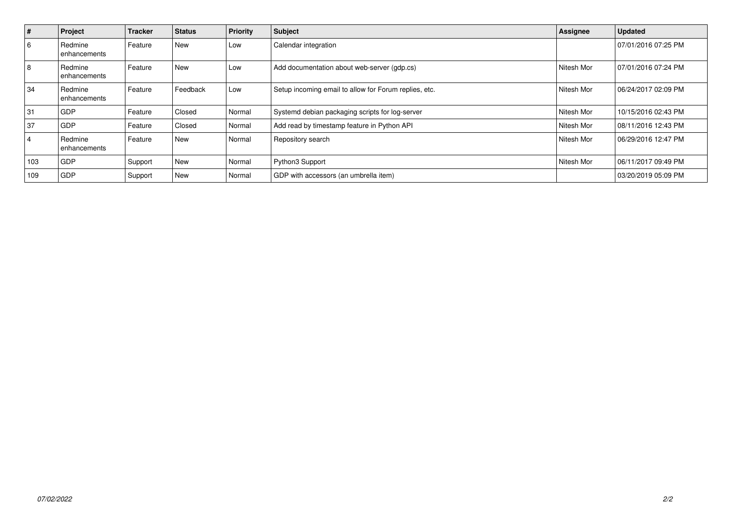| # | Project | Tracker | Status | Priority | Subject | Assignee | Updated |
|---|---|---|---|---|---|---|---|
| 6 | Redmine enhancements | Feature | New | Low | Calendar integration | | 07/01/2016 07:25 PM |
| 8 | Redmine enhancements | Feature | New | Low | Add documentation about web-server (gdp.cs) | Nitesh Mor | 07/01/2016 07:24 PM |
| 34 | Redmine enhancements | Feature | Feedback | Low | Setup incoming email to allow for Forum replies, etc. | Nitesh Mor | 06/24/2017 02:09 PM |
| 31 | GDP | Feature | Closed | Normal | Systemd debian packaging scripts for log-server | Nitesh Mor | 10/15/2016 02:43 PM |
| 37 | GDP | Feature | Closed | Normal | Add read by timestamp feature in Python API | Nitesh Mor | 08/11/2016 12:43 PM |
| 4 | Redmine enhancements | Feature | New | Normal | Repository search | Nitesh Mor | 06/29/2016 12:47 PM |
| 103 | GDP | Support | New | Normal | Python3 Support | Nitesh Mor | 06/11/2017 09:49 PM |
| 109 | GDP | Support | New | Normal | GDP with accessors (an umbrella item) | | 03/20/2019 05:09 PM |